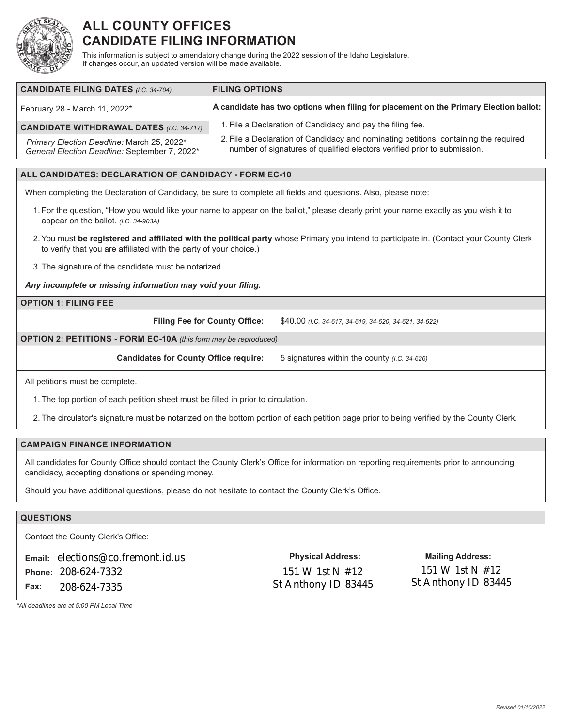# ALL COUNTY OFFICES
# CANDIDATE FILING INFORMATION

This information is subject to amendatory change during the 2022 session of the Idaho Legislature. If changes occur, an updated version will be made available.

## CANDIDATE FILING DATES *(I.C. 34-704)*

February 28 - March 11, 2022*

## CANDIDATE WITHDRAWAL DATES *(I.C. 34-717)*

*Primary Election Deadline:* March 25, 2022*
*General Election Deadline:* September 7, 2022*

## FILING OPTIONS

**A candidate has two options when filing for placement on the Primary Election ballot:**

1. File a Declaration of Candidacy and pay the filing fee.
2. File a Declaration of Candidacy and nominating petitions, containing the required number of signatures of qualified electors verified prior to submission.

## ALL CANDIDATES: DECLARATION OF CANDIDACY - FORM EC-10

When completing the Declaration of Candidacy, be sure to complete all fields and questions. Also, please note:

1. For the question, "How you would like your name to appear on the ballot," please clearly print your name exactly as you wish it to appear on the ballot. *(I.C. 34-903A)*
2. You must **be registered and affiliated with the political party** whose Primary you intend to participate in. (Contact your County Clerk to verify that you are affiliated with the party of your choice.)
3. The signature of the candidate must be notarized.

***Any incomplete or missing information may void your filing.***

## OPTION 1: FILING FEE

**Filing Fee for County Office:** $40.00 *(I.C. 34-617, 34-619, 34-620, 34-621, 34-622)*

## OPTION 2: PETITIONS - FORM EC-10A *(this form may be reproduced)*

**Candidates for County Office require:** 5 signatures within the county *(I.C. 34-626)*

All petitions must be complete.

1. The top portion of each petition sheet must be filled in prior to circulation.
2. The circulator's signature must be notarized on the bottom portion of each petition page prior to being verified by the County Clerk.

## CAMPAIGN FINANCE INFORMATION

All candidates for County Office should contact the County Clerk's Office for information on reporting requirements prior to announcing candidacy, accepting donations or spending money.

Should you have additional questions, please do not hesitate to contact the County Clerk's Office.

## QUESTIONS

Contact the County Clerk's Office:

**Email:** elections@co.fremont.id.us
**Phone:** 208-624-7332
**Fax:** 208-624-7335

**Physical Address:**
151 W 1st N #12
St Anthony ID 83445

**Mailing Address:**
151 W 1st N #12
St Anthony ID 83445

*\*All deadlines are at 5:00 PM Local Time*

Revised 01/10/2022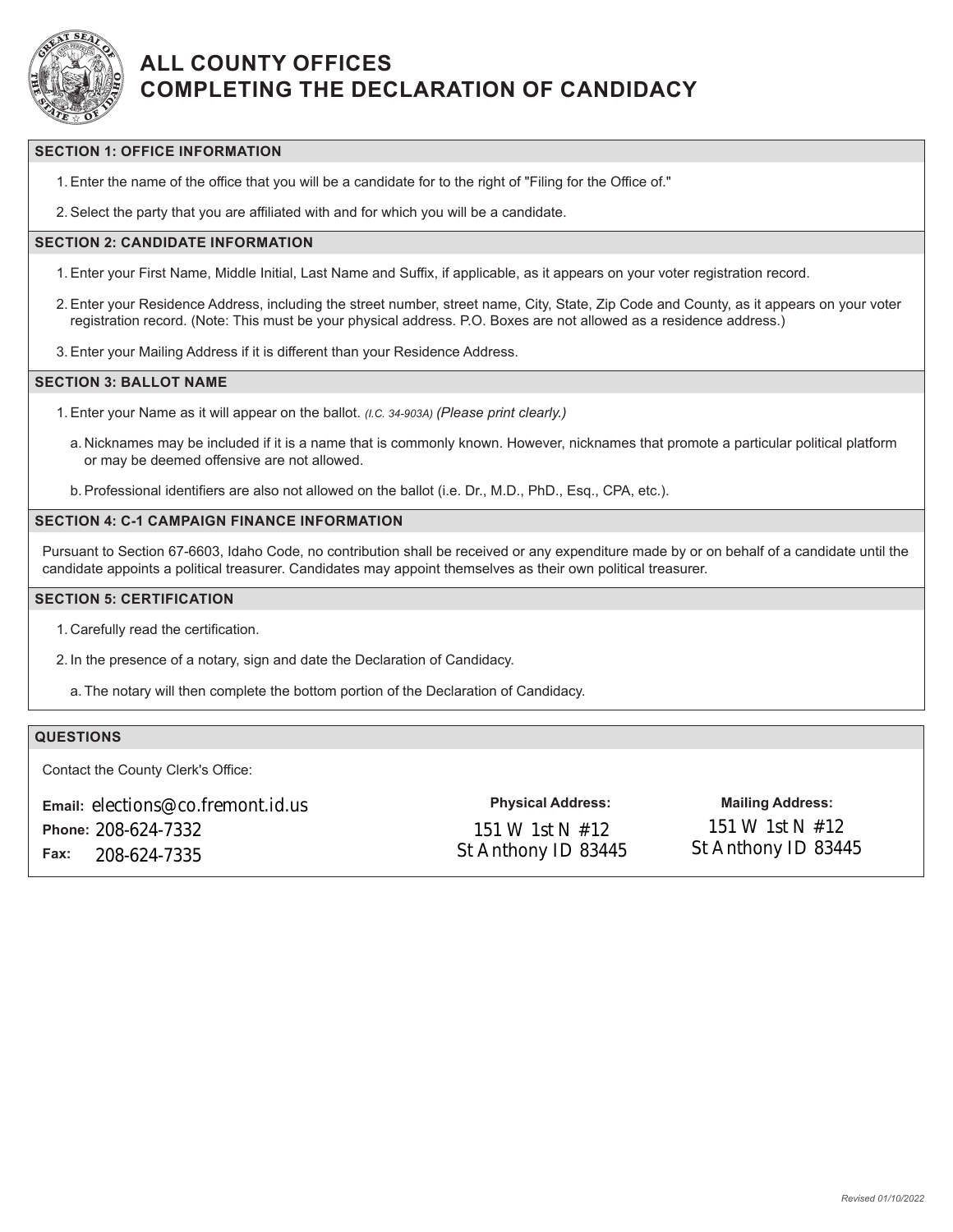# ALL COUNTY OFFICES
# COMPLETING THE DECLARATION OF CANDIDACY

## SECTION 1: OFFICE INFORMATION

1. Enter the name of the office that you will be a candidate for to the right of "Filing for the Office of."
2. Select the party that you are affiliated with and for which you will be a candidate.

## SECTION 2: CANDIDATE INFORMATION

1. Enter your First Name, Middle Initial, Last Name and Suffix, if applicable, as it appears on your voter registration record.
2. Enter your Residence Address, including the street number, street name, City, State, Zip Code and County, as it appears on your voter registration record. (Note: This must be your physical address. P.O. Boxes are not allowed as a residence address.)
3. Enter your Mailing Address if it is different than your Residence Address.

## SECTION 3: BALLOT NAME

1. Enter your Name as it will appear on the ballot. *(I.C. 34-903A)* *(Please print clearly.)*
   a. Nicknames may be included if it is a name that is commonly known. However, nicknames that promote a particular political platform or may be deemed offensive are not allowed.
   b. Professional identifiers are also not allowed on the ballot (i.e. Dr., M.D., PhD., Esq., CPA, etc.).

## SECTION 4: C-1 CAMPAIGN FINANCE INFORMATION

Pursuant to Section 67-6603, Idaho Code, no contribution shall be received or any expenditure made by or on behalf of a candidate until the candidate appoints a political treasurer. Candidates may appoint themselves as their own political treasurer.

## SECTION 5: CERTIFICATION

1. Carefully read the certification.
2. In the presence of a notary, sign and date the Declaration of Candidacy.
   a. The notary will then complete the bottom portion of the Declaration of Candidacy.

## QUESTIONS

Contact the County Clerk's Office:

**Email:** elections@co.fremont.id.us
**Phone:** 208-624-7332
**Fax:** 208-624-7335

**Physical Address:**
151 W 1st N #12
St Anthony ID 83445

**Mailing Address:**
151 W 1st N #12
St Anthony ID 83445

*Revised 01/10/2022*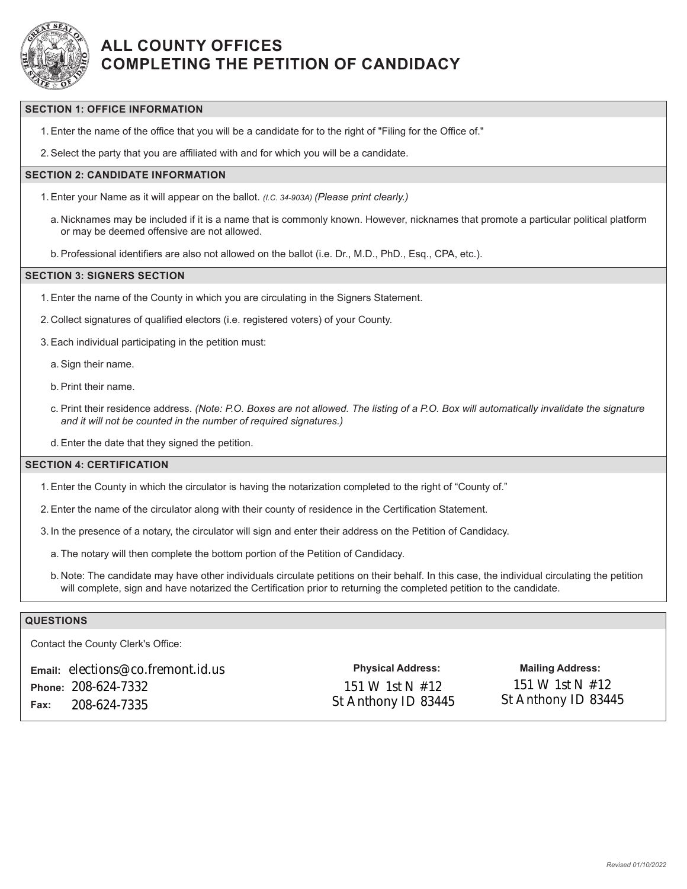# ALL COUNTY OFFICES
# COMPLETING THE PETITION OF CANDIDACY

## SECTION 1: OFFICE INFORMATION

1. Enter the name of the office that you will be a candidate for to the right of "Filing for the Office of."
2. Select the party that you are affiliated with and for which you will be a candidate.

## SECTION 2: CANDIDATE INFORMATION

1. Enter your Name as it will appear on the ballot. *(I.C. 34-903A)* *(Please print clearly.)*
   a. Nicknames may be included if it is a name that is commonly known. However, nicknames that promote a particular political platform or may be deemed offensive are not allowed.
   b. Professional identifiers are also not allowed on the ballot (i.e. Dr., M.D., PhD., Esq., CPA, etc.).

## SECTION 3: SIGNERS SECTION

1. Enter the name of the County in which you are circulating in the Signers Statement.
2. Collect signatures of qualified electors (i.e. registered voters) of your County.
3. Each individual participating in the petition must:
   a. Sign their name.
   b. Print their name.
   c. Print their residence address. *(Note: P.O. Boxes are not allowed. The listing of a P.O. Box will automatically invalidate the signature and it will not be counted in the number of required signatures.)*
   d. Enter the date that they signed the petition.

## SECTION 4: CERTIFICATION

1. Enter the County in which the circulator is having the notarization completed to the right of "County of."
2. Enter the name of the circulator along with their county of residence in the Certification Statement.
3. In the presence of a notary, the circulator will sign and enter their address on the Petition of Candidacy.
   a. The notary will then complete the bottom portion of the Petition of Candidacy.
   b. Note: The candidate may have other individuals circulate petitions on their behalf. In this case, the individual circulating the petition will complete, sign and have notarized the Certification prior to returning the completed petition to the candidate.

## QUESTIONS

Contact the County Clerk's Office:

**Email:** elections@co.fremont.id.us
**Phone:** 208-624-7332
**Fax:** 208-624-7335

**Physical Address:**
151 W 1st N #12
St Anthony ID 83445

**Mailing Address:**
151 W 1st N #12
St Anthony ID 83445

Revised 01/10/2022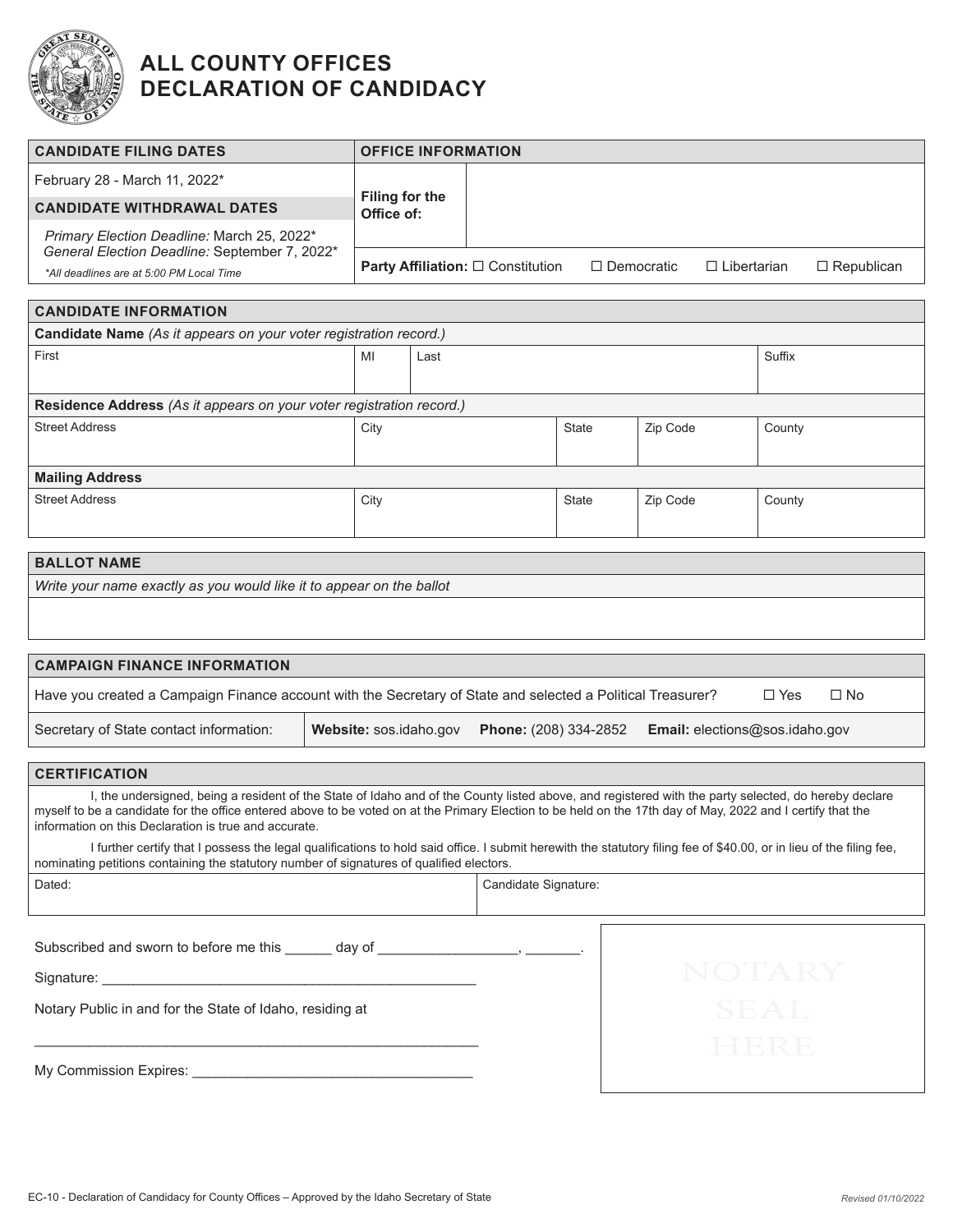# ALL COUNTY OFFICES DECLARATION OF CANDIDACY

| CANDIDATE FILING DATES | OFFICE INFORMATION |
|---|---|
| February 28 - March 11, 2022* | **Filing for the Office of:** |
| **CANDIDATE WITHDRAWAL DATES** | |
| *Primary Election Deadline:* March 25, 2022* <br> *General Election Deadline:* September 7, 2022* <br> *\*All deadlines are at 5:00 PM Local Time* | **Party Affiliation:** ☐ Constitution ☐ Democratic ☐ Libertarian ☐ Republican |

## CANDIDATE INFORMATION

**Candidate Name** *(As it appears on your voter registration record.)*

| First | MI | Last | Suffix |
|---|---|---|---|
| | | | |

**Residence Address** *(As it appears on your voter registration record.)*

| Street Address | City | State | Zip Code | County |
|---|---|---|---|---|
| | | | | |

**Mailing Address**

| Street Address | City | State | Zip Code | County |
|---|---|---|---|---|
| | | | | |

## BALLOT NAME

*Write your name exactly as you would like it to appear on the ballot*

## CAMPAIGN FINANCE INFORMATION

Have you created a Campaign Finance account with the Secretary of State and selected a Political Treasurer? ☐ Yes ☐ No

Secretary of State contact information: **Website:** sos.idaho.gov **Phone:** (208) 334-2852 **Email:** elections@sos.idaho.gov

## CERTIFICATION

I, the undersigned, being a resident of the State of Idaho and of the County listed above, and registered with the party selected, do hereby declare myself to be a candidate for the office entered above to be voted on at the Primary Election to be held on the 17th day of May, 2022 and I certify that the information on this Declaration is true and accurate.

I further certify that I possess the legal qualifications to hold said office. I submit herewith the statutory filing fee of $40.00, or in lieu of the filing fee, nominating petitions containing the statutory number of signatures of qualified electors.

| Dated: | Candidate Signature: |
|---|---|
| | |

Subscribed and sworn to before me this ______ day of __________________, _______.

Signature: _______________________________________________

Notary Public in and for the State of Idaho, residing at

_________________________________________________________

My Commission Expires: ___________________________________

NOTARY SEAL HERE

EC-10 - Declaration of Candidacy for County Offices – Approved by the Idaho Secretary of State

*Revised 01/10/2022*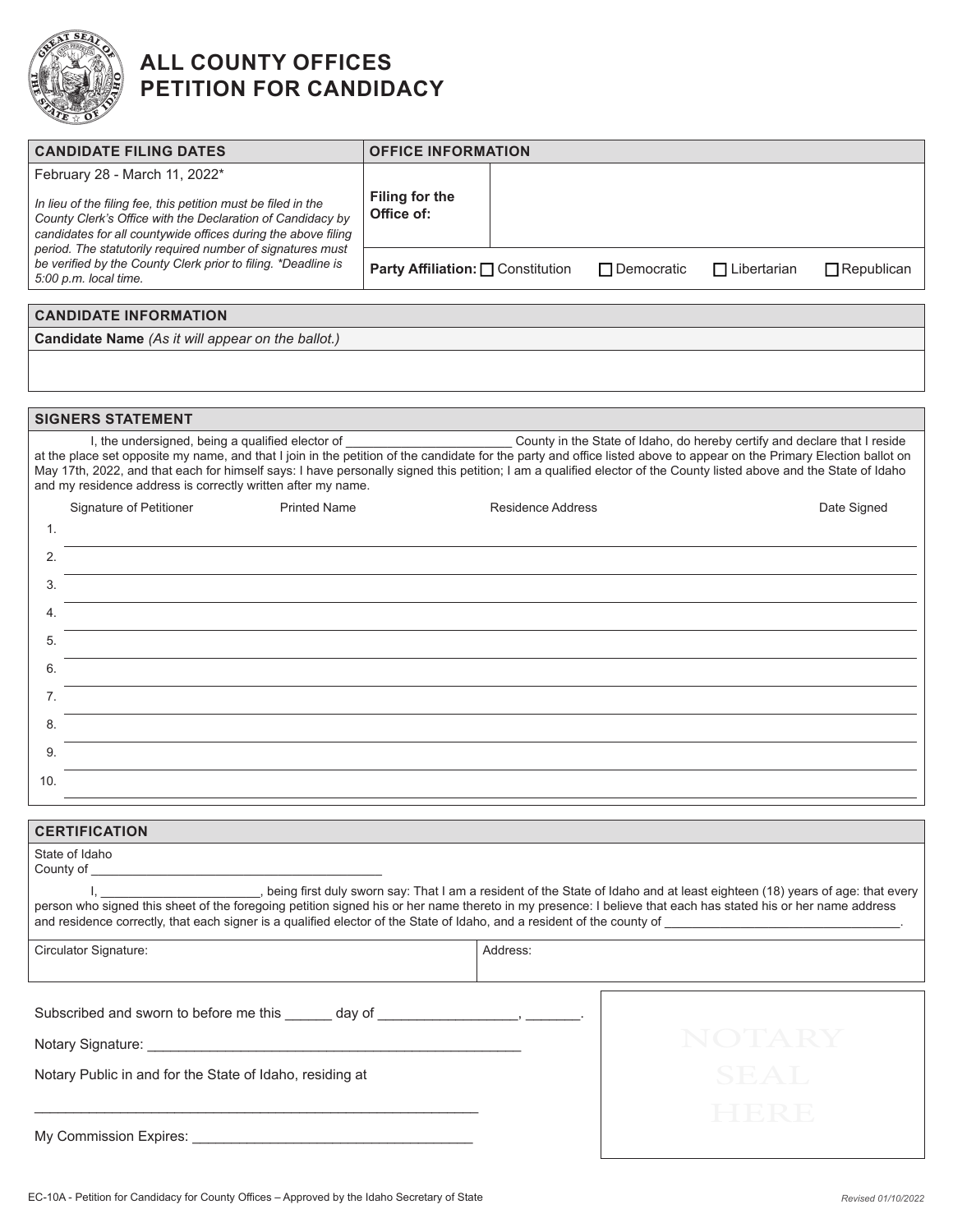# ALL COUNTY OFFICES PETITION FOR CANDIDACY

| CANDIDATE FILING DATES | OFFICE INFORMATION | |
|---|---|---|
| February 28 - March 11, 2022* | **Filing for the Office of:** | |
| *In lieu of the filing fee, this petition must be filed in the County Clerk's Office with the Declaration of Candidacy by candidates for all countywide offices during the above filing period. The statutorily required number of signatures must be verified by the County Clerk prior to filing. \*Deadline is 5:00 p.m. local time.* | **Party Affiliation:** ☐ Constitution ☐ Democratic ☐ Libertarian ☐ Republican | |

## CANDIDATE INFORMATION

**Candidate Name** *(As it will appear on the ballot.)*

## SIGNERS STATEMENT

I, the undersigned, being a qualified elector of ________________________ County in the State of Idaho, do hereby certify and declare that I reside at the place set opposite my name, and that I join in the petition of the candidate for the party and office listed above to appear on the Primary Election ballot on May 17th, 2022, and that each for himself says: I have personally signed this petition; I am a qualified elector of the County listed above and the State of Idaho and my residence address is correctly written after my name.

| | Signature of Petitioner | Printed Name | Residence Address | Date Signed |
|---|---|---|---|---|
| 1. | | | | |
| 2. | | | | |
| 3. | | | | |
| 4. | | | | |
| 5. | | | | |
| 6. | | | | |
| 7. | | | | |
| 8. | | | | |
| 9. | | | | |
| 10. | | | | |

## CERTIFICATION

State of Idaho
County of ________________________________________

I, ______________________, being first duly sworn say: That I am a resident of the State of Idaho and at least eighteen (18) years of age: that every person who signed this sheet of the foregoing petition signed his or her name thereto in my presence: I believe that each has stated his or her name address and residence correctly, that each signer is a qualified elector of the State of Idaho, and a resident of the county of _________________________________.

| Circulator Signature: | Address: |
|---|---|

Subscribed and sworn to before me this ______ day of _________________, _______.

Notary Signature: ________________________________________________

Notary Public in and for the State of Idaho, residing at

__________________________________________________________

My Commission Expires: ___________________________________

NOTARY SEAL HERE

EC-10A - Petition for Candidacy for County Offices – Approved by the Idaho Secretary of State

*Revised 01/10/2022*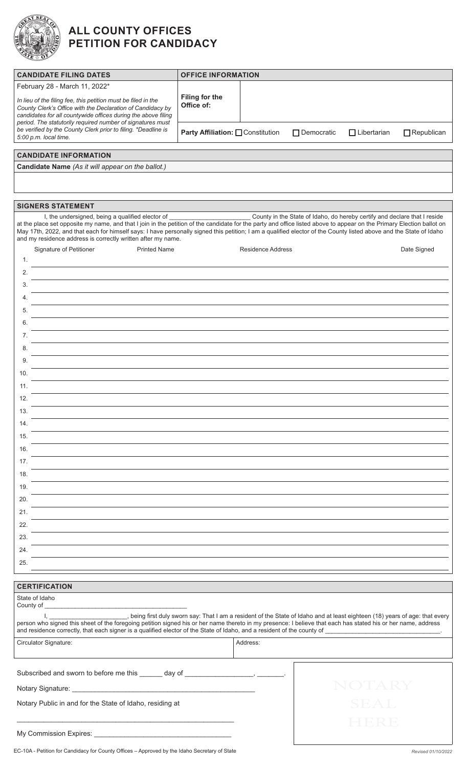# ALL COUNTY OFFICES PETITION FOR CANDIDACY

| CANDIDATE FILING DATES | OFFICE INFORMATION | |
|---|---|---|
| February 28 - March 11, 2022* | **Filing for the Office of:** | |
| *In lieu of the filing fee, this petition must be filed in the County Clerk's Office with the Declaration of Candidacy by candidates for all countywide offices during the above filing period. The statutorily required number of signatures must be verified by the County Clerk prior to filing. \*Deadline is 5:00 p.m. local time.* | **Party Affiliation:** ☐ Constitution ☐ Democratic ☐ Libertarian ☐ Republican | |

## CANDIDATE INFORMATION

**Candidate Name** *(As it will appear on the ballot.)*

## SIGNERS STATEMENT

I, the undersigned, being a qualified elector of _______________________ County in the State of Idaho, do hereby certify and declare that I reside at the place set opposite my name, and that I join in the petition of the candidate for the party and office listed above to appear on the Primary Election ballot on May 17th, 2022, and that each for himself says: I have personally signed this petition; I am a qualified elector of the County listed above and the State of Idaho and my residence address is correctly written after my name.

| | Signature of Petitioner | Printed Name | Residence Address | Date Signed |
|---|---|---|---|---|
| 1. | | | | |
| 2. | | | | |
| 3. | | | | |
| 4. | | | | |
| 5. | | | | |
| 6. | | | | |
| 7. | | | | |
| 8. | | | | |
| 9. | | | | |
| 10. | | | | |
| 11. | | | | |
| 12. | | | | |
| 13. | | | | |
| 14. | | | | |
| 15. | | | | |
| 16. | | | | |
| 17. | | | | |
| 18. | | | | |
| 19. | | | | |
| 20. | | | | |
| 21. | | | | |
| 22. | | | | |
| 23. | | | | |
| 24. | | | | |
| 25. | | | | |

## CERTIFICATION

State of Idaho
County of _______________________________________

I, _______________________, being first duly sworn say: That I am a resident of the State of Idaho and at least eighteen (18) years of age: that every person who signed this sheet of the foregoing petition signed his or her name thereto in my presence: I believe that each has stated his or her name, address and residence correctly, that each signer is a qualified elector of the State of Idaho, and a resident of the county of _______________________________.

| Circulator Signature: | Address: |
|---|---|
| | |

Subscribed and sworn to before me this ______ day of _________________, _______.

Notary Signature: _______________________________________________

Notary Public in and for the State of Idaho, residing at

_______________________________________________________

My Commission Expires: ___________________________________

NOTARY SEAL HERE

EC-10A - Petition for Candidacy for County Offices – Approved by the Idaho Secretary of State

*Revised 01/10/2022*